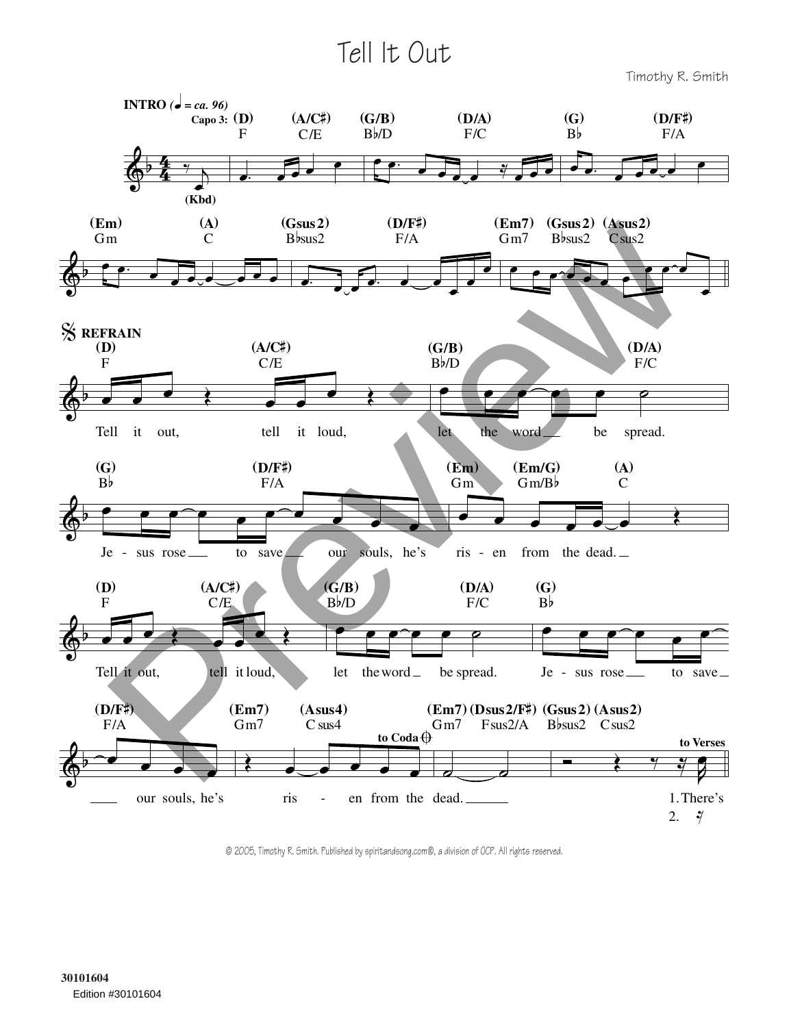# Tell It Out

Timothy R. Smith

**INTRO** (♩ = ca. 96)

Capo 3: (D) F | (A/C♯) C/E | (G/B) B♭/D | (D/A) F/C | (G) B♭ | (D/F♯) F/A

(Kbd)

(Em) Gm | (A) C | (Gsus2) B♭sus2 | (D/F♯) F/A | (Em7) Gm7 | (Gsus2) B♭sus2 | (Asus2) Csus2

**REFRAIN**

(D) F | (A/C♯) C/E | (G/B) B♭/D | (D/A) F/C

Tell it out, tell it loud, let the word be spread.

(G) B♭ | (D/F♯) F/A | (Em) Gm | (Em/G) Gm/B♭ | (A) C

Je - sus rose to save our souls, he's ris - en from the dead.

(D) F | (A/C♯) C/E | (G/B) B♭/D | (D/A) F/C | (G) B♭

Tell it out, tell it loud, let the word be spread. Je - sus rose to save

(D/F♯) F/A | (Em7) Gm7 | (Asus4) Csus4 | (Em7) Gm7 | (Dsus2/F♯) Fsus2/A | (Gsus2) B♭sus2 | (Asus2) Csus2

our souls, he's ris - en from the dead. *to Coda* *to Verses*

1. There's
2.

© 2005, Timothy R. Smith. Published by spiritandsong.com®, a division of OCP. All rights reserved.

30101604

Edition #30101604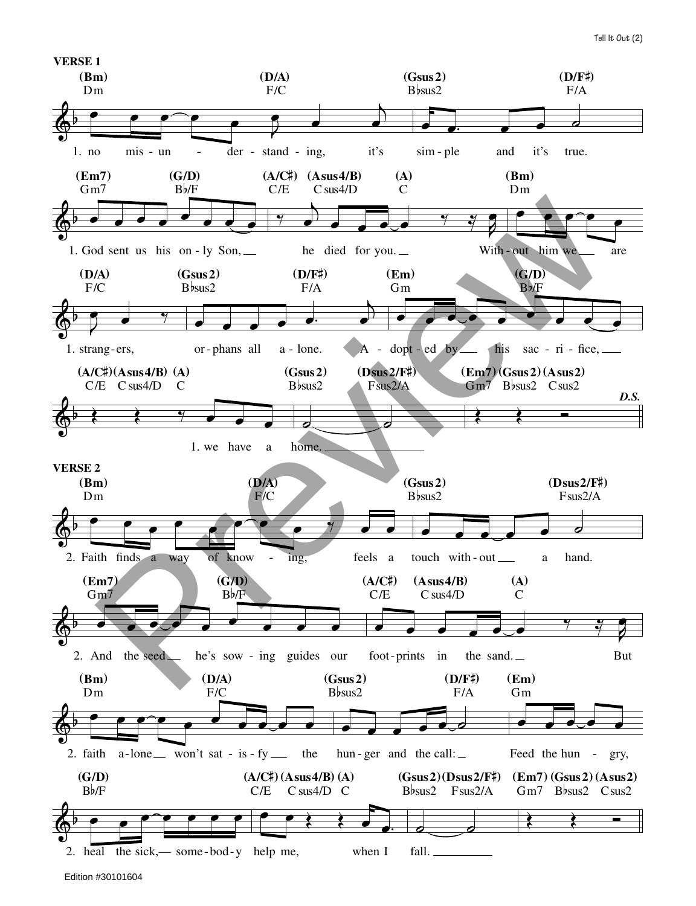## VERSE 1

(Bm) Dm — (D/A) F/C — (Gsus2) B♭sus2 — (D/F♯) F/A

1. no mis - un - der - stand - ing, it's sim - ple and it's true.

(Em7) Gm7 — (G/D) B♭/F — (A/C♯) C/E — (Asus4/B) C sus4/D — (A) C — (Bm) Dm

1. God sent us his on - ly Son, he died for you. With - out him we are

(D/A) F/C — (Gsus2) B♭sus2 — (D/F♯) F/A — (Em) Gm — (G/D) B♭/F

1. strang - ers, or - phans all a - lone. A - dopt - ed by his sac - ri - fice,

(A/C♯) C/E — (Asus4/B) C sus4/D — (A) C — (Gsus2) B♭sus2 — (Dsus2/F♯) Fsus2/A — (Em7) Gm7 — (Gsus2) B♭sus2 — (Asus2) Csus2

1. we have a home.

*D.S.*

## VERSE 2

(Bm) Dm — (D/A) F/C — (Gsus2) B♭sus2 — (Dsus2/F♯) Fsus2/A

2. Faith finds a way of know - ing, feels a touch with - out a hand.

(Em7) Gm7 — (G/D) B♭/F — (A/C♯) C/E — (Asus4/B) C sus4/D — (A) C

2. And the seed he's sow - ing guides our foot - prints in the sand. But

(Bm) Dm — (D/A) F/C — (Gsus2) B♭sus2 — (D/F♯) F/A — (Em) Gm

2. faith a - lone won't sat - is - fy the hun - ger and the call: Feed the hun - gry,

(G/D) B♭/F — (A/C♯) C/E — (Asus4/B) C sus4/D — (A) C — (Gsus2) B♭sus2 — (Dsus2/F♯) Fsus2/A — (Em7) Gm7 — (Gsus2) B♭sus2 — (Asus2) Csus2

2. heal the sick, — some - bod - y help me, when I fall.

Edition #30101604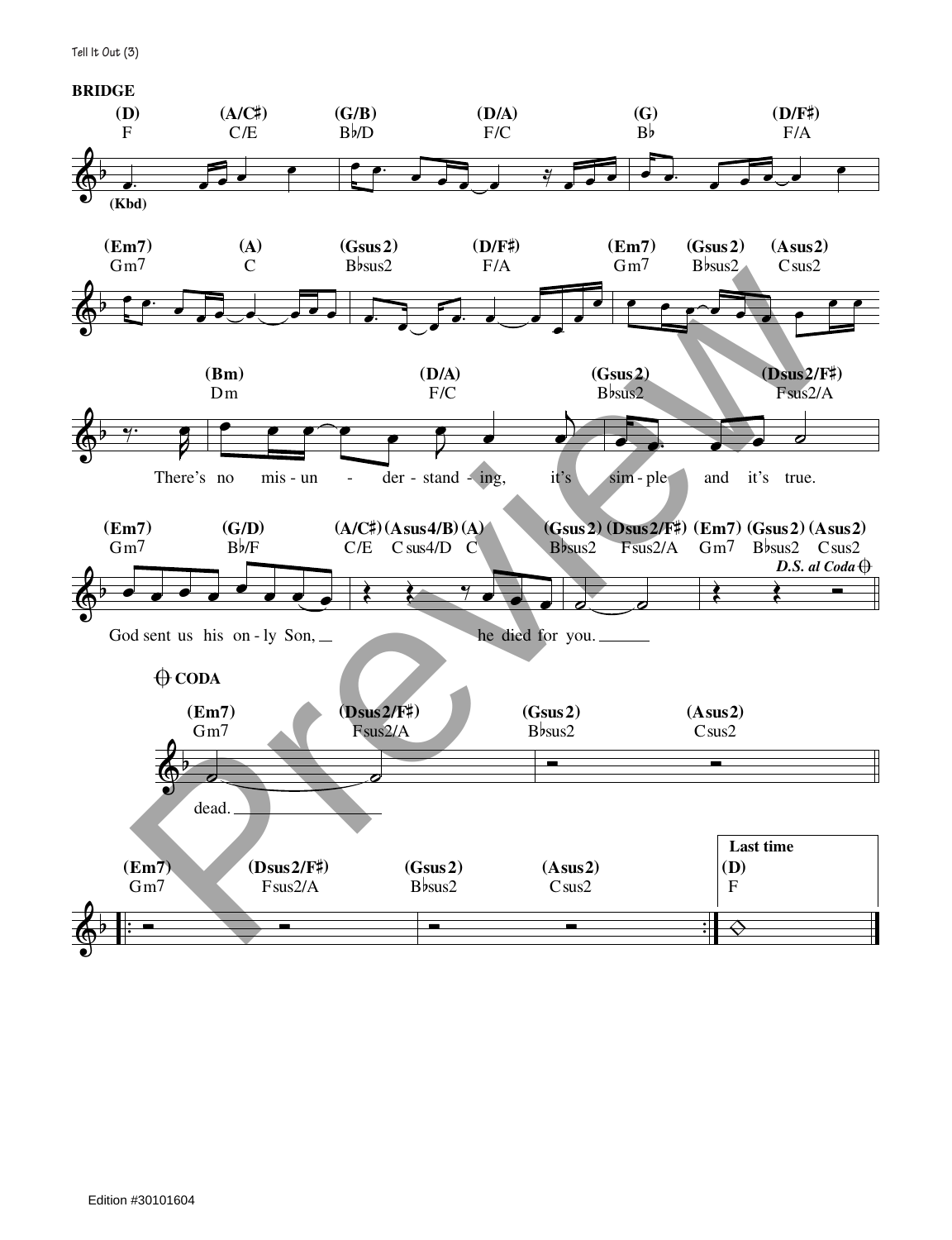**BRIDGE**

(D) F — (A/C♯) C/E — (G/B) B♭/D — (D/A) F/C — (G) B♭ — (D/F♯) F/A

(Kbd)

(Em7) Gm7 — (A) C — (Gsus2) B♭sus2 — (D/F♯) F/A — (Em7) Gm7 — (Gsus2) B♭sus2 — (Asus2) Csus2

(Bm) Dm — (D/A) F/C — (Gsus2) B♭sus2 — (Dsus2/F♯) Fsus2/A

There's no mis - un - der - stand - ing, it's sim - ple and it's true.

(Em7) Gm7 — (G/D) B♭/F — (A/C♯) C/E — (Asus4/B) Csus4/D — (A) C — (Gsus2) B♭sus2 — (Dsus2/F♯) Fsus2/A — (Em7) Gm7 — (Gsus2) B♭sus2 — (Asus2) Csus2

*D.S. al Coda*

God sent us his on - ly Son, he died for you.

**CODA**

(Em7) Gm7 — (Dsus2/F♯) Fsus2/A — (Gsus2) B♭sus2 — (Asus2) Csus2

dead.

(Em7) Gm7 — (Dsus2/F♯) Fsus2/A — (Gsus2) B♭sus2 — (Asus2) Csus2

**Last time**

(D) F

Edition #30101604